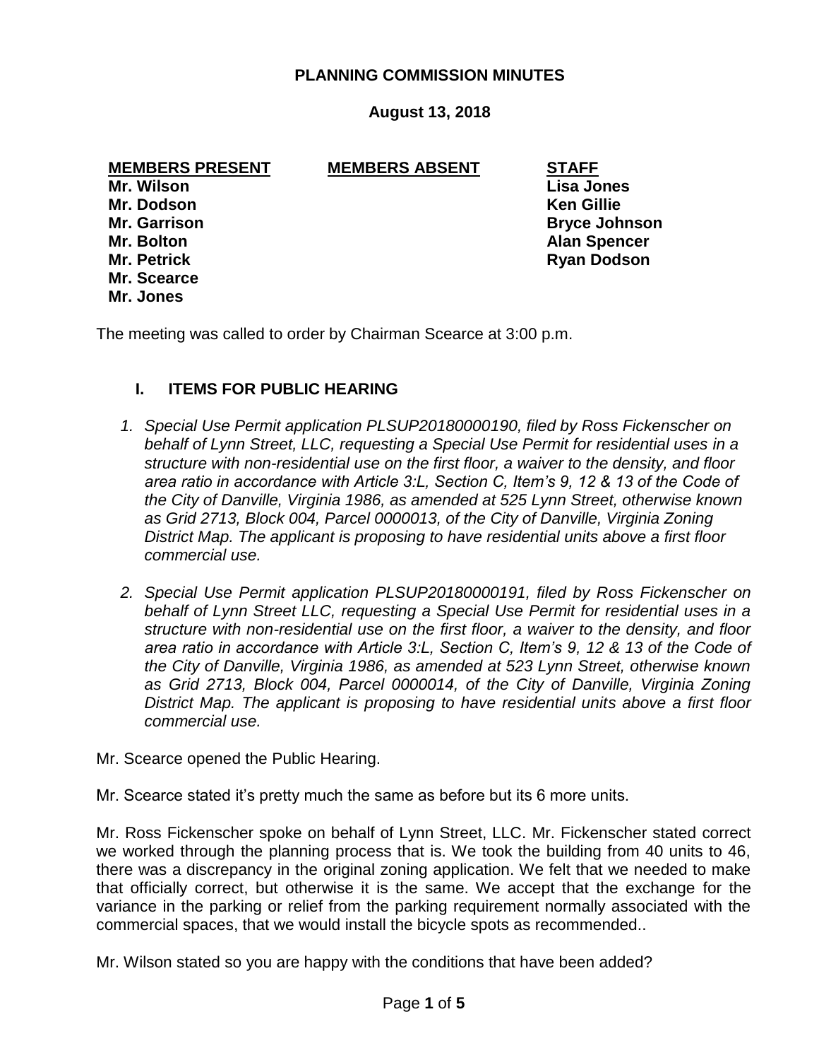# PLANNING COMMISSION MINUTES

**August 13, 2018**

| **MEMBERS PRESENT** | **MEMBERS ABSENT** | **STAFF** |
|---|---|---|
| **Mr. Wilson** | | **Lisa Jones** |
| **Mr. Dodson** | | **Ken Gillie** |
| **Mr. Garrison** | | **Bryce Johnson** |
| **Mr. Bolton** | | **Alan Spencer** |
| **Mr. Petrick** | | **Ryan Dodson** |
| **Mr. Scearce** | | |
| **Mr. Jones** | | |

The meeting was called to order by Chairman Scearce at 3:00 p.m.

## I. ITEMS FOR PUBLIC HEARING

1. *Special Use Permit application PLSUP20180000190, filed by Ross Fickenscher on behalf of Lynn Street, LLC, requesting a Special Use Permit for residential uses in a structure with non-residential use on the first floor, a waiver to the density, and floor area ratio in accordance with Article 3:L, Section C, Item's 9, 12 & 13 of the Code of the City of Danville, Virginia 1986, as amended at 525 Lynn Street, otherwise known as Grid 2713, Block 004, Parcel 0000013, of the City of Danville, Virginia Zoning District Map. The applicant is proposing to have residential units above a first floor commercial use.*

2. *Special Use Permit application PLSUP20180000191, filed by Ross Fickenscher on behalf of Lynn Street LLC, requesting a Special Use Permit for residential uses in a structure with non-residential use on the first floor, a waiver to the density, and floor area ratio in accordance with Article 3:L, Section C, Item's 9, 12 & 13 of the Code of the City of Danville, Virginia 1986, as amended at 523 Lynn Street, otherwise known as Grid 2713, Block 004, Parcel 0000014, of the City of Danville, Virginia Zoning District Map. The applicant is proposing to have residential units above a first floor commercial use.*

Mr. Scearce opened the Public Hearing.

Mr. Scearce stated it's pretty much the same as before but its 6 more units.

Mr. Ross Fickenscher spoke on behalf of Lynn Street, LLC. Mr. Fickenscher stated correct we worked through the planning process that is. We took the building from 40 units to 46, there was a discrepancy in the original zoning application. We felt that we needed to make that officially correct, but otherwise it is the same. We accept that the exchange for the variance in the parking or relief from the parking requirement normally associated with the commercial spaces, that we would install the bicycle spots as recommended..

Mr. Wilson stated so you are happy with the conditions that have been added?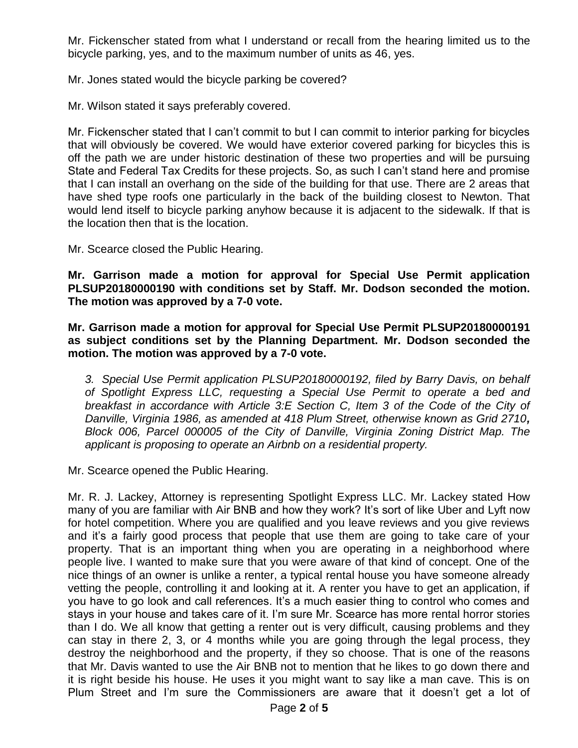Mr. Fickenscher stated from what I understand or recall from the hearing limited us to the bicycle parking, yes, and to the maximum number of units as 46, yes.

Mr. Jones stated would the bicycle parking be covered?

Mr. Wilson stated it says preferably covered.

Mr. Fickenscher stated that I can't commit to but I can commit to interior parking for bicycles that will obviously be covered. We would have exterior covered parking for bicycles this is off the path we are under historic destination of these two properties and will be pursuing State and Federal Tax Credits for these projects. So, as such I can't stand here and promise that I can install an overhang on the side of the building for that use. There are 2 areas that have shed type roofs one particularly in the back of the building closest to Newton. That would lend itself to bicycle parking anyhow because it is adjacent to the sidewalk. If that is the location then that is the location.

Mr. Scearce closed the Public Hearing.

**Mr. Garrison made a motion for approval for Special Use Permit application PLSUP20180000190 with conditions set by Staff. Mr. Dodson seconded the motion. The motion was approved by a 7-0 vote.**

**Mr. Garrison made a motion for approval for Special Use Permit PLSUP20180000191 as subject conditions set by the Planning Department. Mr. Dodson seconded the motion. The motion was approved by a 7-0 vote.**

*3. Special Use Permit application PLSUP20180000192, filed by Barry Davis, on behalf of Spotlight Express LLC, requesting a Special Use Permit to operate a bed and breakfast in accordance with Article 3:E Section C, Item 3 of the Code of the City of Danville, Virginia 1986, as amended at 418 Plum Street, otherwise known as Grid 2710, Block 006, Parcel 000005 of the City of Danville, Virginia Zoning District Map. The applicant is proposing to operate an Airbnb on a residential property.*

Mr. Scearce opened the Public Hearing.

Mr. R. J. Lackey, Attorney is representing Spotlight Express LLC. Mr. Lackey stated How many of you are familiar with Air BNB and how they work? It's sort of like Uber and Lyft now for hotel competition. Where you are qualified and you leave reviews and you give reviews and it's a fairly good process that people that use them are going to take care of your property. That is an important thing when you are operating in a neighborhood where people live. I wanted to make sure that you were aware of that kind of concept. One of the nice things of an owner is unlike a renter, a typical rental house you have someone already vetting the people, controlling it and looking at it. A renter you have to get an application, if you have to go look and call references. It's a much easier thing to control who comes and stays in your house and takes care of it. I'm sure Mr. Scearce has more rental horror stories than I do. We all know that getting a renter out is very difficult, causing problems and they can stay in there 2, 3, or 4 months while you are going through the legal process, they destroy the neighborhood and the property, if they so choose. That is one of the reasons that Mr. Davis wanted to use the Air BNB not to mention that he likes to go down there and it is right beside his house. He uses it you might want to say like a man cave. This is on Plum Street and I'm sure the Commissioners are aware that it doesn't get a lot of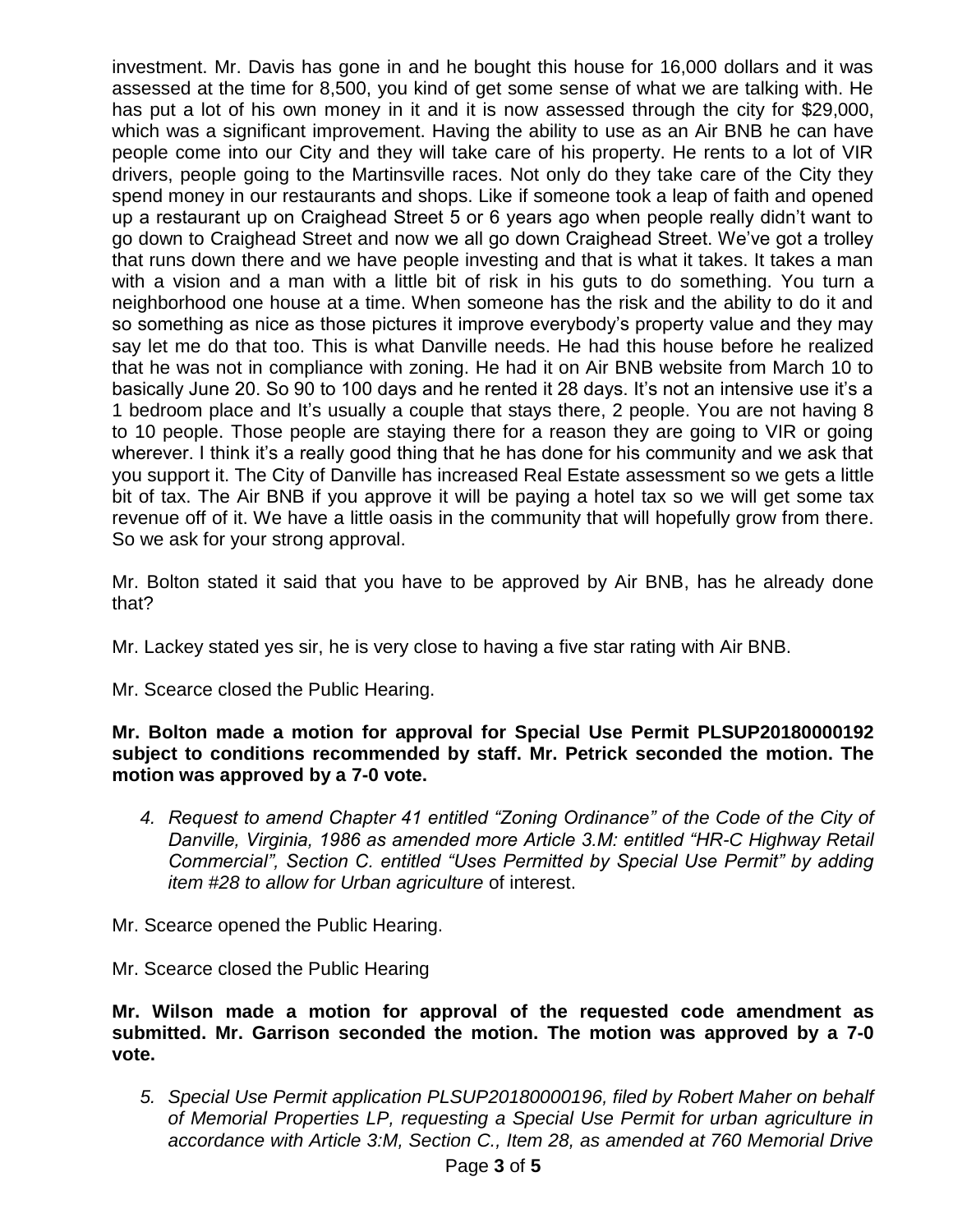investment. Mr. Davis has gone in and he bought this house for 16,000 dollars and it was assessed at the time for 8,500, you kind of get some sense of what we are talking with. He has put a lot of his own money in it and it is now assessed through the city for $29,000, which was a significant improvement. Having the ability to use as an Air BNB he can have people come into our City and they will take care of his property. He rents to a lot of VIR drivers, people going to the Martinsville races. Not only do they take care of the City they spend money in our restaurants and shops. Like if someone took a leap of faith and opened up a restaurant up on Craighead Street 5 or 6 years ago when people really didn't want to go down to Craighead Street and now we all go down Craighead Street. We've got a trolley that runs down there and we have people investing and that is what it takes. It takes a man with a vision and a man with a little bit of risk in his guts to do something. You turn a neighborhood one house at a time. When someone has the risk and the ability to do it and so something as nice as those pictures it improve everybody's property value and they may say let me do that too. This is what Danville needs. He had this house before he realized that he was not in compliance with zoning. He had it on Air BNB website from March 10 to basically June 20. So 90 to 100 days and he rented it 28 days. It's not an intensive use it's a 1 bedroom place and It's usually a couple that stays there, 2 people. You are not having 8 to 10 people. Those people are staying there for a reason they are going to VIR or going wherever. I think it's a really good thing that he has done for his community and we ask that you support it. The City of Danville has increased Real Estate assessment so we gets a little bit of tax. The Air BNB if you approve it will be paying a hotel tax so we will get some tax revenue off of it. We have a little oasis in the community that will hopefully grow from there. So we ask for your strong approval.

Mr. Bolton stated it said that you have to be approved by Air BNB, has he already done that?

Mr. Lackey stated yes sir, he is very close to having a five star rating with Air BNB.

Mr. Scearce closed the Public Hearing.

**Mr. Bolton made a motion for approval for Special Use Permit PLSUP20180000192 subject to conditions recommended by staff. Mr. Petrick seconded the motion. The motion was approved by a 7-0 vote.**

4. *Request to amend Chapter 41 entitled "Zoning Ordinance" of the Code of the City of Danville, Virginia, 1986 as amended more Article 3.M: entitled "HR-C Highway Retail Commercial", Section C. entitled "Uses Permitted by Special Use Permit" by adding item #28 to allow for Urban agriculture* of interest.

Mr. Scearce opened the Public Hearing.

Mr. Scearce closed the Public Hearing

**Mr. Wilson made a motion for approval of the requested code amendment as submitted. Mr. Garrison seconded the motion. The motion was approved by a 7-0 vote.**

5. *Special Use Permit application PLSUP20180000196, filed by Robert Maher on behalf of Memorial Properties LP, requesting a Special Use Permit for urban agriculture in accordance with Article 3:M, Section C., Item 28, as amended at 760 Memorial Drive*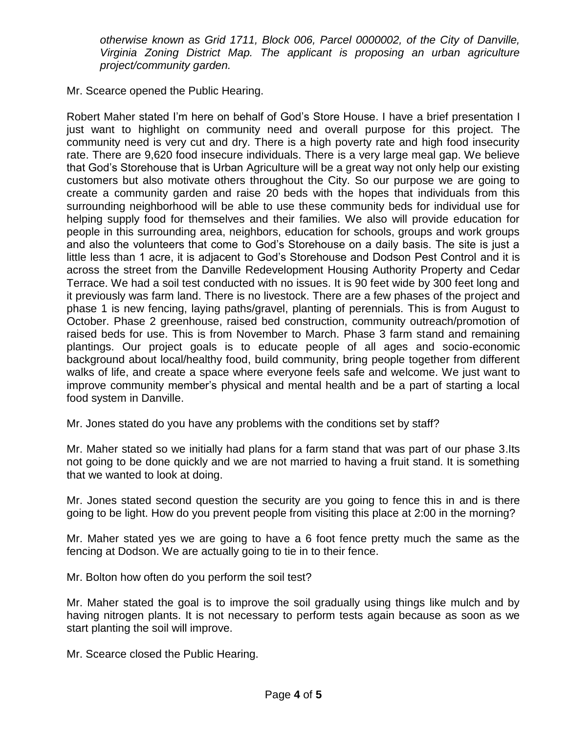*otherwise known as Grid 1711, Block 006, Parcel 0000002, of the City of Danville, Virginia Zoning District Map. The applicant is proposing an urban agriculture project/community garden.*

Mr. Scearce opened the Public Hearing.

Robert Maher stated I'm here on behalf of God's Store House. I have a brief presentation I just want to highlight on community need and overall purpose for this project. The community need is very cut and dry. There is a high poverty rate and high food insecurity rate. There are 9,620 food insecure individuals. There is a very large meal gap. We believe that God's Storehouse that is Urban Agriculture will be a great way not only help our existing customers but also motivate others throughout the City. So our purpose we are going to create a community garden and raise 20 beds with the hopes that individuals from this surrounding neighborhood will be able to use these community beds for individual use for helping supply food for themselves and their families. We also will provide education for people in this surrounding area, neighbors, education for schools, groups and work groups and also the volunteers that come to God's Storehouse on a daily basis. The site is just a little less than 1 acre, it is adjacent to God's Storehouse and Dodson Pest Control and it is across the street from the Danville Redevelopment Housing Authority Property and Cedar Terrace. We had a soil test conducted with no issues. It is 90 feet wide by 300 feet long and it previously was farm land. There is no livestock. There are a few phases of the project and phase 1 is new fencing, laying paths/gravel, planting of perennials. This is from August to October. Phase 2 greenhouse, raised bed construction, community outreach/promotion of raised beds for use. This is from November to March. Phase 3 farm stand and remaining plantings. Our project goals is to educate people of all ages and socio-economic background about local/healthy food, build community, bring people together from different walks of life, and create a space where everyone feels safe and welcome. We just want to improve community member's physical and mental health and be a part of starting a local food system in Danville.

Mr. Jones stated do you have any problems with the conditions set by staff?

Mr. Maher stated so we initially had plans for a farm stand that was part of our phase 3.Its not going to be done quickly and we are not married to having a fruit stand. It is something that we wanted to look at doing.

Mr. Jones stated second question the security are you going to fence this in and is there going to be light. How do you prevent people from visiting this place at 2:00 in the morning?

Mr. Maher stated yes we are going to have a 6 foot fence pretty much the same as the fencing at Dodson. We are actually going to tie in to their fence.

Mr. Bolton how often do you perform the soil test?

Mr. Maher stated the goal is to improve the soil gradually using things like mulch and by having nitrogen plants. It is not necessary to perform tests again because as soon as we start planting the soil will improve.

Mr. Scearce closed the Public Hearing.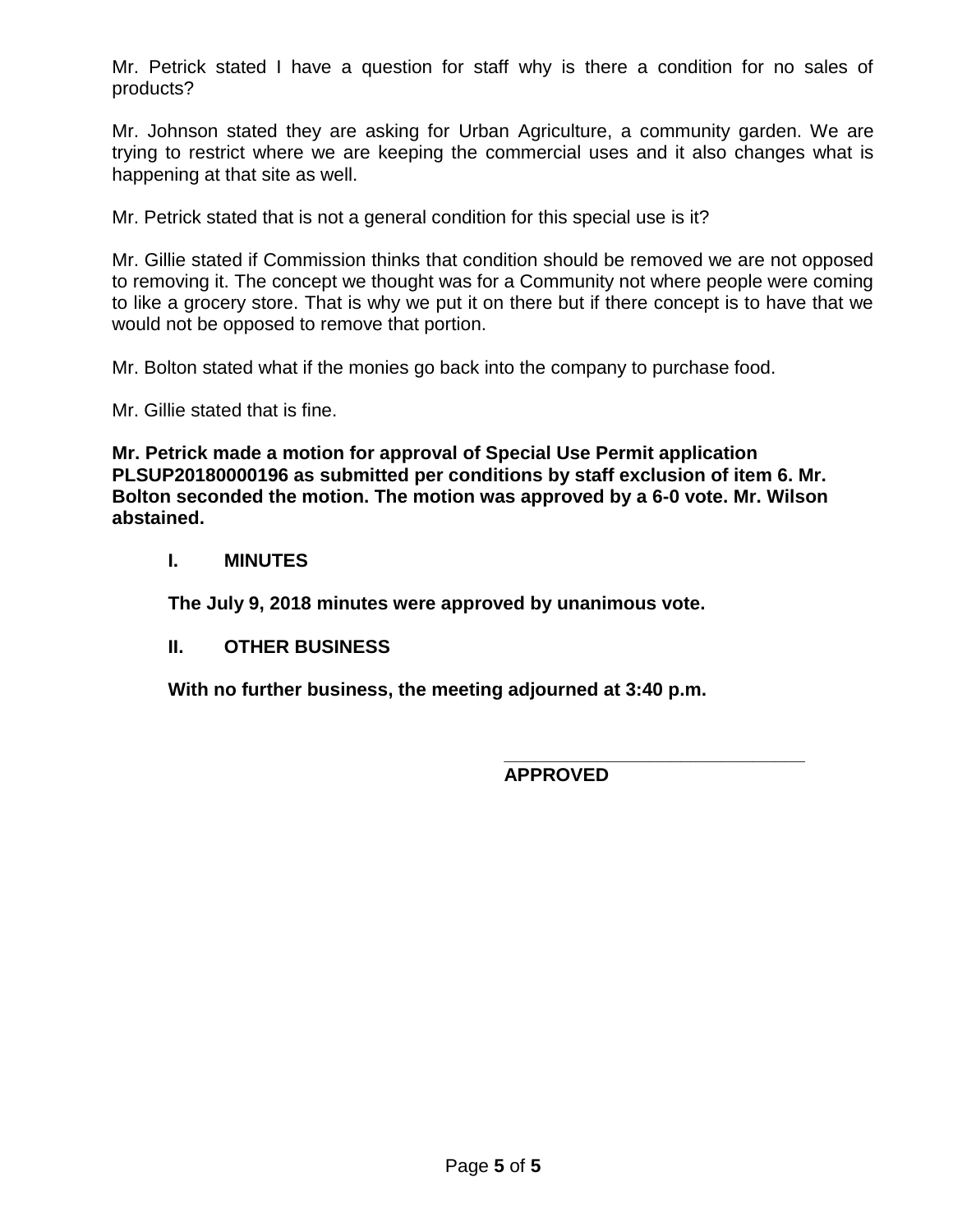Mr. Petrick stated I have a question for staff why is there a condition for no sales of products?

Mr. Johnson stated they are asking for Urban Agriculture, a community garden. We are trying to restrict where we are keeping the commercial uses and it also changes what is happening at that site as well.

Mr. Petrick stated that is not a general condition for this special use is it?

Mr. Gillie stated if Commission thinks that condition should be removed we are not opposed to removing it. The concept we thought was for a Community not where people were coming to like a grocery store. That is why we put it on there but if there concept is to have that we would not be opposed to remove that portion.

Mr. Bolton stated what if the monies go back into the company to purchase food.

Mr. Gillie stated that is fine.

**Mr. Petrick made a motion for approval of Special Use Permit application PLSUP20180000196 as submitted per conditions by staff exclusion of item 6. Mr. Bolton seconded the motion. The motion was approved by a 6-0 vote. Mr. Wilson abstained.**

## I. MINUTES

**The July 9, 2018 minutes were approved by unanimous vote.**

## II. OTHER BUSINESS

**With no further business, the meeting adjourned at 3:40 p.m.**

\_\_\_\_\_\_\_\_\_\_\_\_\_\_\_\_\_\_\_\_\_\_\_\_\_\_\_\_\_\_

**APPROVED**